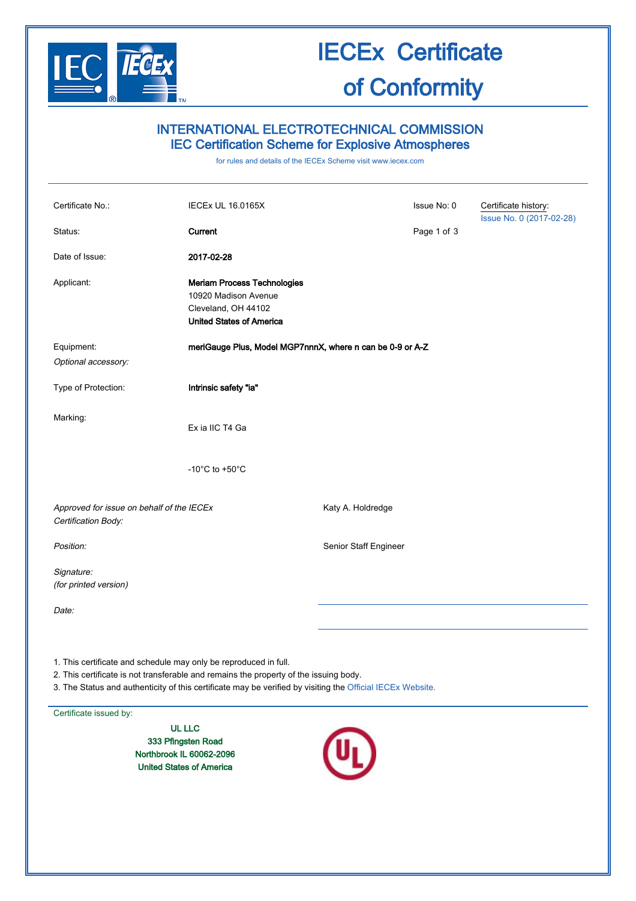# IECEx Certificate of Conformity

## INTERNATIONAL ELECTROTECHNICAL COMMISSION
## IEC Certification Scheme for Explosive Atmospheres

for rules and details of the IECEx Scheme visit www.iecex.com

| | | | |
|---|---|---|---|
| Certificate No.: | IECEx UL 16.0165X | Issue No: 0 | Certificate history: Issue No. 0 (2017-02-28) |
| Status: | **Current** | | |
| Date of Issue: | **2017-02-28** | | |
| Applicant: | **Meriam Process Technologies**<br>10920 Madison Avenue<br>Cleveland, OH 44102<br>**United States of America** | | |
| Equipment:<br>*Optional accessory:* | **meriGauge Plus, Model MGP7nnnX, where n can be 0-9 or A-Z** | | |
| Type of Protection: | **Intrinsic safety "ia"** | | |
| Marking: | Ex ia IIC T4 Ga<br><br>-10°C to +50°C | | |

| | |
|---|---|
| *Approved for issue on behalf of the IECEx Certification Body:* | Katy A. Holdredge |
| *Position:* | Senior Staff Engineer |
| *Signature:*<br>*(for printed version)* | |
| *Date:* | |

1. This certificate and schedule may only be reproduced in full.
2. This certificate is not transferable and remains the property of the issuing body.
3. The Status and authenticity of this certificate may be verified by visiting the Official IECEx Website.

Certificate issued by:

**UL LLC**
**333 Pfingsten Road**
**Northbrook IL 60062-2096**
**United States of America**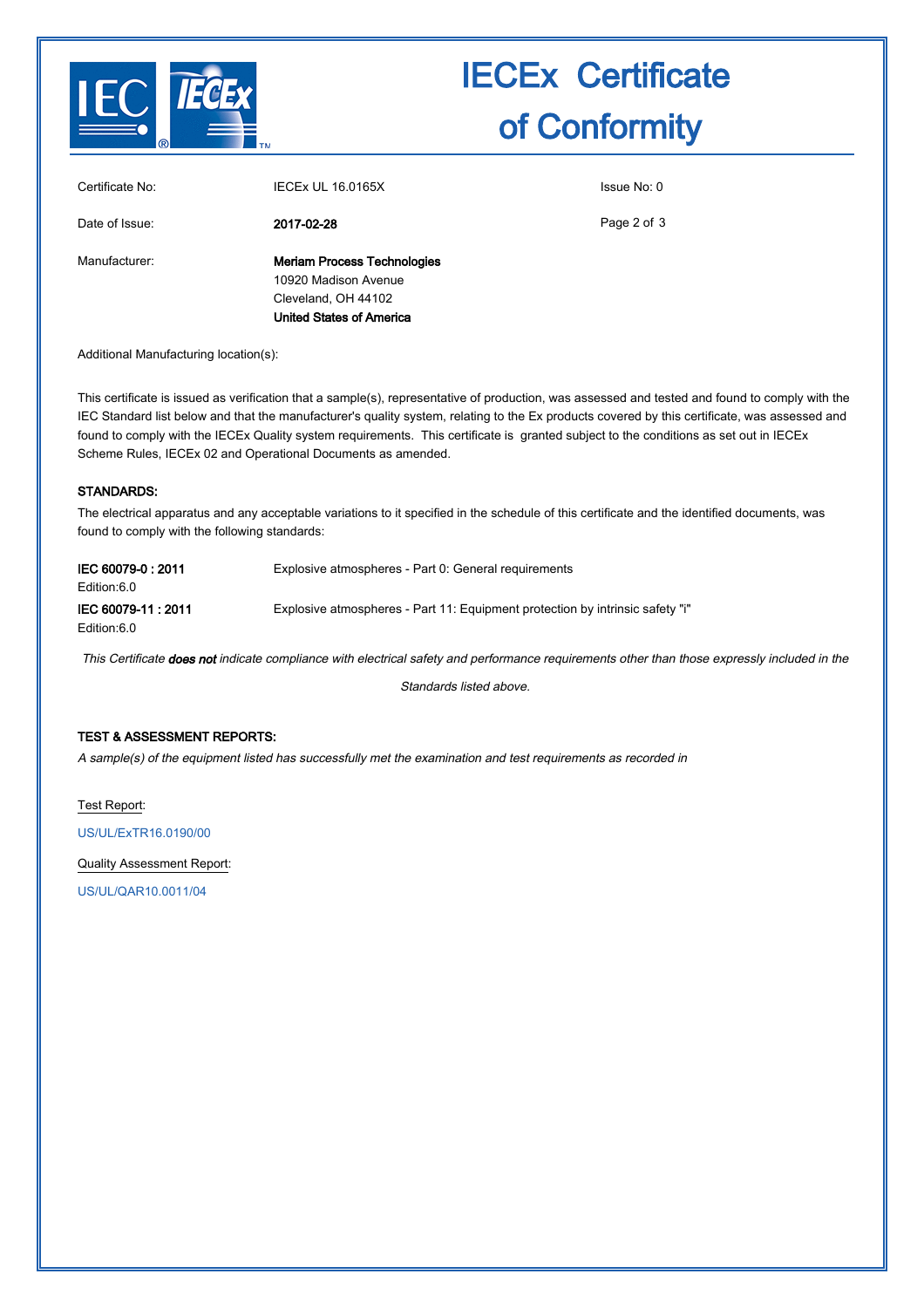# IECEx Certificate of Conformity

| | | |
|---|---|---|
| Certificate No: | IECEx UL 16.0165X | Issue No: 0 |
| Date of Issue: | **2017-02-28** | |
| Manufacturer: | **Meriam Process Technologies**<br>10920 Madison Avenue<br>Cleveland, OH 44102<br>**United States of America** | |

Additional Manufacturing location(s):

This certificate is issued as verification that a sample(s), representative of production, was assessed and tested and found to comply with the IEC Standard list below and that the manufacturer's quality system, relating to the Ex products covered by this certificate, was assessed and found to comply with the IECEx Quality system requirements. This certificate is granted subject to the conditions as set out in IECEx Scheme Rules, IECEx 02 and Operational Documents as amended.

## STANDARDS:

The electrical apparatus and any acceptable variations to it specified in the schedule of this certificate and the identified documents, was found to comply with the following standards:

| | |
|---|---|
| **IEC 60079-0 : 2011**<br>Edition:6.0 | Explosive atmospheres - Part 0: General requirements |
| **IEC 60079-11 : 2011**<br>Edition:6.0 | Explosive atmospheres - Part 11: Equipment protection by intrinsic safety "i" |

*This Certificate **does not** indicate compliance with electrical safety and performance requirements other than those expressly included in the Standards listed above.*

## TEST & ASSESSMENT REPORTS:

*A sample(s) of the equipment listed has successfully met the examination and test requirements as recorded in*

Test Report:

US/UL/ExTR16.0190/00

Quality Assessment Report:

US/UL/QAR10.0011/04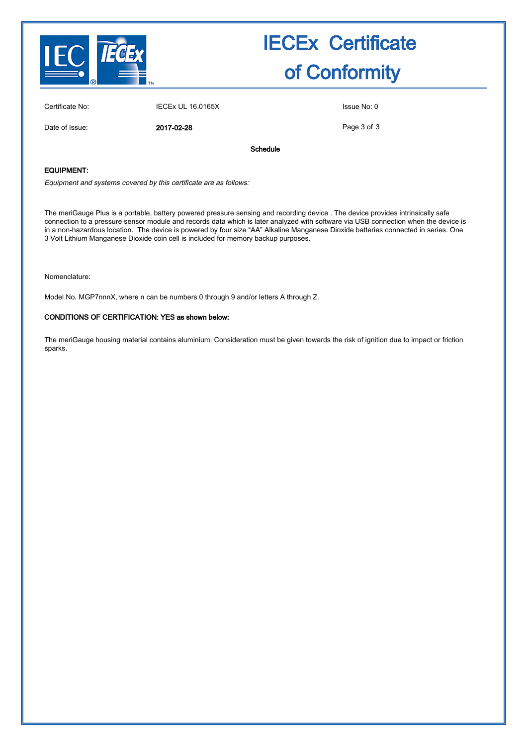# IECEx Certificate of Conformity

| | | |
|---|---|---|
| Certificate No: | IECEx UL 16.0165X | Issue No: 0 |
| Date of Issue: | **2017-02-28** | |

**Schedule**

**EQUIPMENT:**

*Equipment and systems covered by this certificate are as follows:*

The meriGauge Plus is a portable, battery powered pressure sensing and recording device . The device provides intrinsically safe connection to a pressure sensor module and records data which is later analyzed with software via USB connection when the device is in a non-hazardous location. The device is powered by four size “AA” Alkaline Manganese Dioxide batteries connected in series. One 3 Volt Lithium Manganese Dioxide coin cell is included for memory backup purposes.

Nomenclature:

Model No. MGP7nnnX, where n can be numbers 0 through 9 and/or letters A through Z.

**CONDITIONS OF CERTIFICATION: YES as shown below:**

The meriGauge housing material contains aluminium. Consideration must be given towards the risk of ignition due to impact or friction sparks.